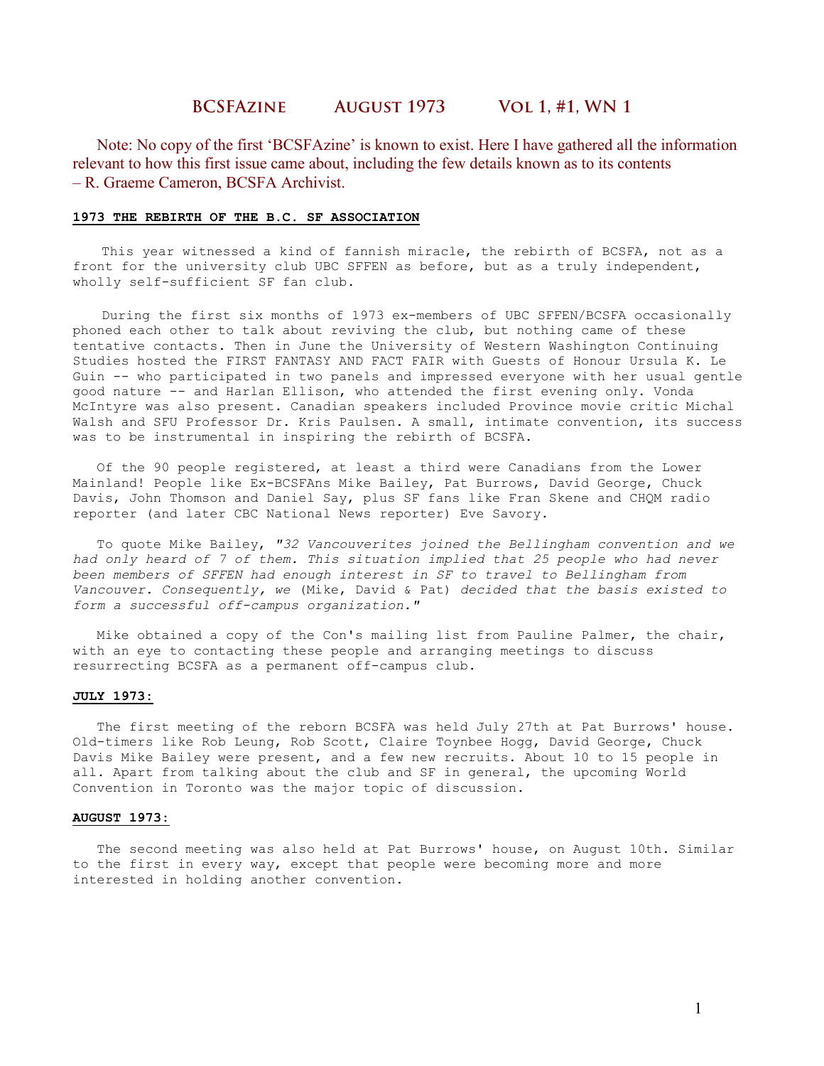# BCSFAzine August 1973 Vol 1, #1, WN 1

Note: No copy of the first 'BCSFAzine' is known to exist. Here I have gathered all the information relevant to how this first issue came about, including the few details known as to its contents – R. Graeme Cameron, BCSFA Archivist.

## 1973 THE REBIRTH OF THE B.C. SF ASSOCIATION

This year witnessed a kind of fannish miracle, the rebirth of BCSFA, not as a front for the university club UBC SFFEN as before, but as a truly independent, wholly self-sufficient SF fan club.

During the first six months of 1973 ex-members of UBC SFFEN/BCSFA occasionally phoned each other to talk about reviving the club, but nothing came of these tentative contacts. Then in June the University of Western Washington Continuing Studies hosted the FIRST FANTASY AND FACT FAIR with Guests of Honour Ursula K. Le Guin -- who participated in two panels and impressed everyone with her usual gentle good nature -- and Harlan Ellison, who attended the first evening only. Vonda McIntyre was also present. Canadian speakers included Province movie critic Michal Walsh and SFU Professor Dr. Kris Paulsen. A small, intimate convention, its success was to be instrumental in inspiring the rebirth of BCSFA.

Of the 90 people registered, at least a third were Canadians from the Lower Mainland! People like Ex-BCSFAns Mike Bailey, Pat Burrows, David George, Chuck Davis, John Thomson and Daniel Say, plus SF fans like Fran Skene and CHQM radio reporter (and later CBC National News reporter) Eve Savory.

To quote Mike Bailey, *"32 Vancouverites joined the Bellingham convention and we had only heard of 7 of them. This situation implied that 25 people who had never been members of SFFEN had enough interest in SF to travel to Bellingham from Vancouver. Consequently, we* (Mike, David & Pat) *decided that the basis existed to form a successful off-campus organization."*

Mike obtained a copy of the Con's mailing list from Pauline Palmer, the chair, with an eye to contacting these people and arranging meetings to discuss resurrecting BCSFA as a permanent off-campus club.

## JULY 1973:

The first meeting of the reborn BCSFA was held July 27th at Pat Burrows' house. Old-timers like Rob Leung, Rob Scott, Claire Toynbee Hogg, David George, Chuck Davis Mike Bailey were present, and a few new recruits. About 10 to 15 people in all. Apart from talking about the club and SF in general, the upcoming World Convention in Toronto was the major topic of discussion.

## AUGUST 1973:

The second meeting was also held at Pat Burrows' house, on August 10th. Similar to the first in every way, except that people were becoming more and more interested in holding another convention.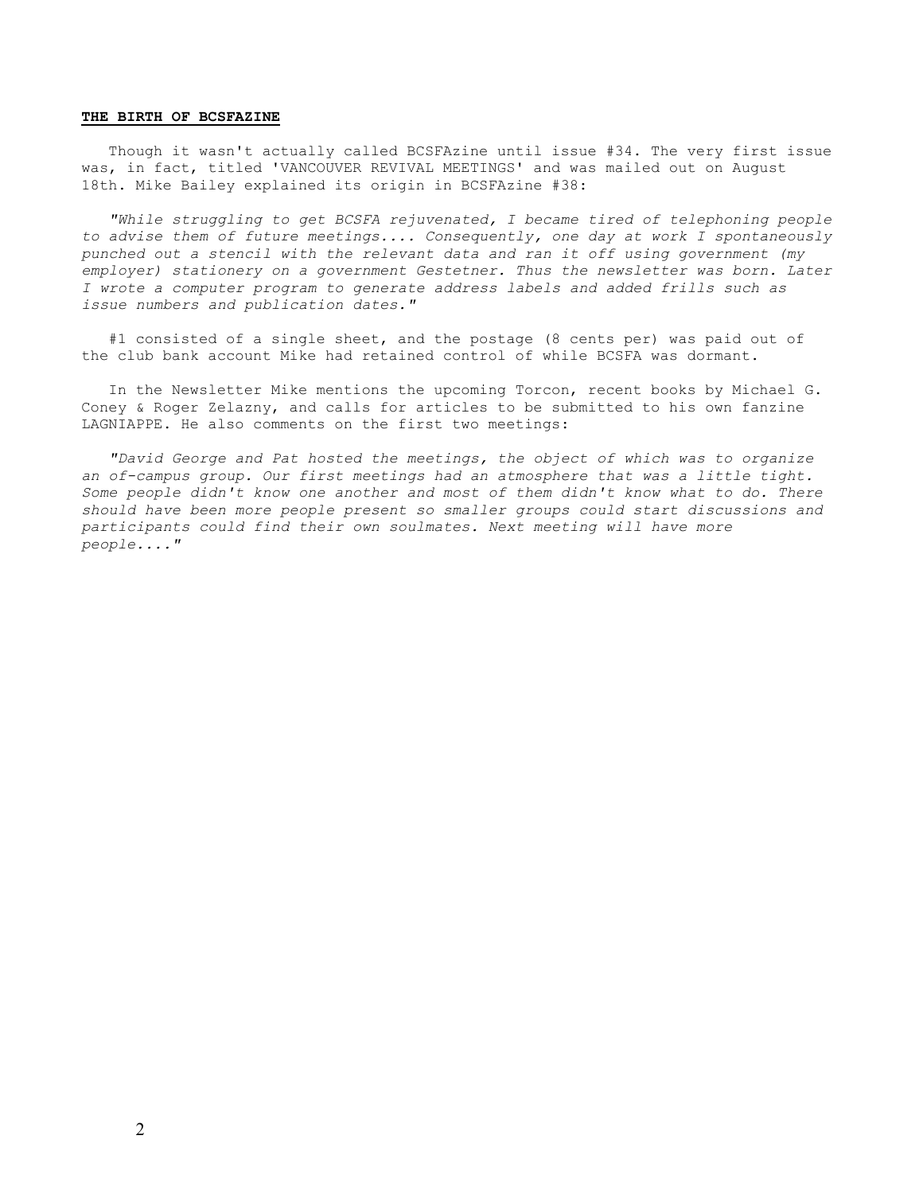**THE BIRTH OF BCSFAZINE**

Though it wasn't actually called BCSFAzine until issue #34. The very first issue was, in fact, titled 'VANCOUVER REVIVAL MEETINGS' and was mailed out on August 18th. Mike Bailey explained its origin in BCSFAzine #38:

*"While struggling to get BCSFA rejuvenated, I became tired of telephoning people to advise them of future meetings.... Consequently, one day at work I spontaneously punched out a stencil with the relevant data and ran it off using government (my employer) stationery on a government Gestetner. Thus the newsletter was born. Later I wrote a computer program to generate address labels and added frills such as issue numbers and publication dates."*

#1 consisted of a single sheet, and the postage (8 cents per) was paid out of the club bank account Mike had retained control of while BCSFA was dormant.

In the Newsletter Mike mentions the upcoming Torcon, recent books by Michael G. Coney & Roger Zelazny, and calls for articles to be submitted to his own fanzine LAGNIAPPE. He also comments on the first two meetings:

*"David George and Pat hosted the meetings, the object of which was to organize an of-campus group. Our first meetings had an atmosphere that was a little tight. Some people didn't know one another and most of them didn't know what to do. There should have been more people present so smaller groups could start discussions and participants could find their own soulmates. Next meeting will have more people...."*